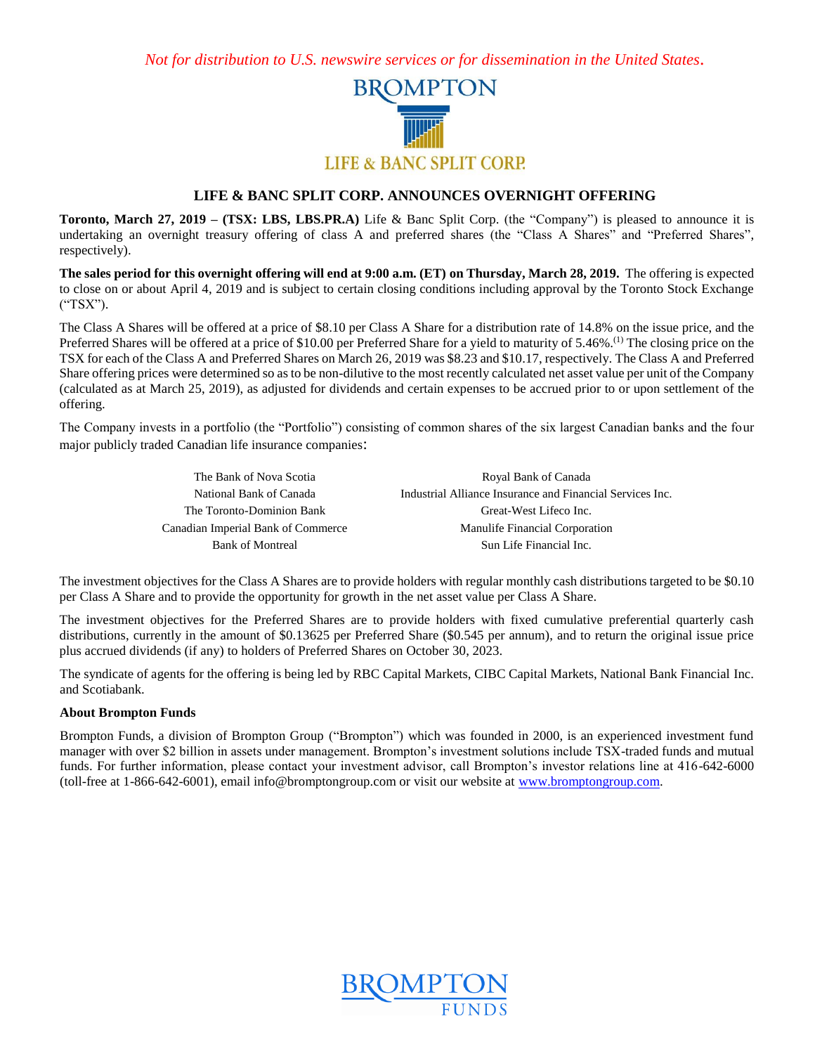*Not for distribution to U.S. newswire services or for dissemination in the United States.*

BROMPTON

LIFE & BANC SPLIT CORP.

## LIFE & BANC SPLIT CORP. ANNOUNCES OVERNIGHT OFFERING

**Toronto, March 27, 2019 – (TSX: LBS, LBS.PR.A)** Life & Banc Split Corp. (the "Company") is pleased to announce it is undertaking an overnight treasury offering of class A and preferred shares (the "Class A Shares" and "Preferred Shares", respectively).

**The sales period for this overnight offering will end at 9:00 a.m. (ET) on Thursday, March 28, 2019.** The offering is expected to close on or about April 4, 2019 and is subject to certain closing conditions including approval by the Toronto Stock Exchange ("TSX").

The Class A Shares will be offered at a price of $8.10 per Class A Share for a distribution rate of 14.8% on the issue price, and the Preferred Shares will be offered at a price of $10.00 per Preferred Share for a yield to maturity of 5.46%.[(1)] The closing price on the TSX for each of the Class A and Preferred Shares on March 26, 2019 was $8.23 and $10.17, respectively. The Class A and Preferred Share offering prices were determined so as to be non-dilutive to the most recently calculated net asset value per unit of the Company (calculated as at March 25, 2019), as adjusted for dividends and certain expenses to be accrued prior to or upon settlement of the offering.

The Company invests in a portfolio (the "Portfolio") consisting of common shares of the six largest Canadian banks and the four major publicly traded Canadian life insurance companies:

| | |
|---|---|
| The Bank of Nova Scotia | Royal Bank of Canada |
| National Bank of Canada | Industrial Alliance Insurance and Financial Services Inc. |
| The Toronto-Dominion Bank | Great-West Lifeco Inc. |
| Canadian Imperial Bank of Commerce | Manulife Financial Corporation |
| Bank of Montreal | Sun Life Financial Inc. |

The investment objectives for the Class A Shares are to provide holders with regular monthly cash distributions targeted to be $0.10 per Class A Share and to provide the opportunity for growth in the net asset value per Class A Share.

The investment objectives for the Preferred Shares are to provide holders with fixed cumulative preferential quarterly cash distributions, currently in the amount of $0.13625 per Preferred Share ($0.545 per annum), and to return the original issue price plus accrued dividends (if any) to holders of Preferred Shares on October 30, 2023.

The syndicate of agents for the offering is being led by RBC Capital Markets, CIBC Capital Markets, National Bank Financial Inc. and Scotiabank.

**About Brompton Funds**

Brompton Funds, a division of Brompton Group ("Brompton") which was founded in 2000, is an experienced investment fund manager with over $2 billion in assets under management. Brompton's investment solutions include TSX-traded funds and mutual funds. For further information, please contact your investment advisor, call Brompton's investor relations line at 416-642-6000 (toll-free at 1-866-642-6001), email info@bromptongroup.com or visit our website at www.bromptongroup.com.

BROMPTON FUNDS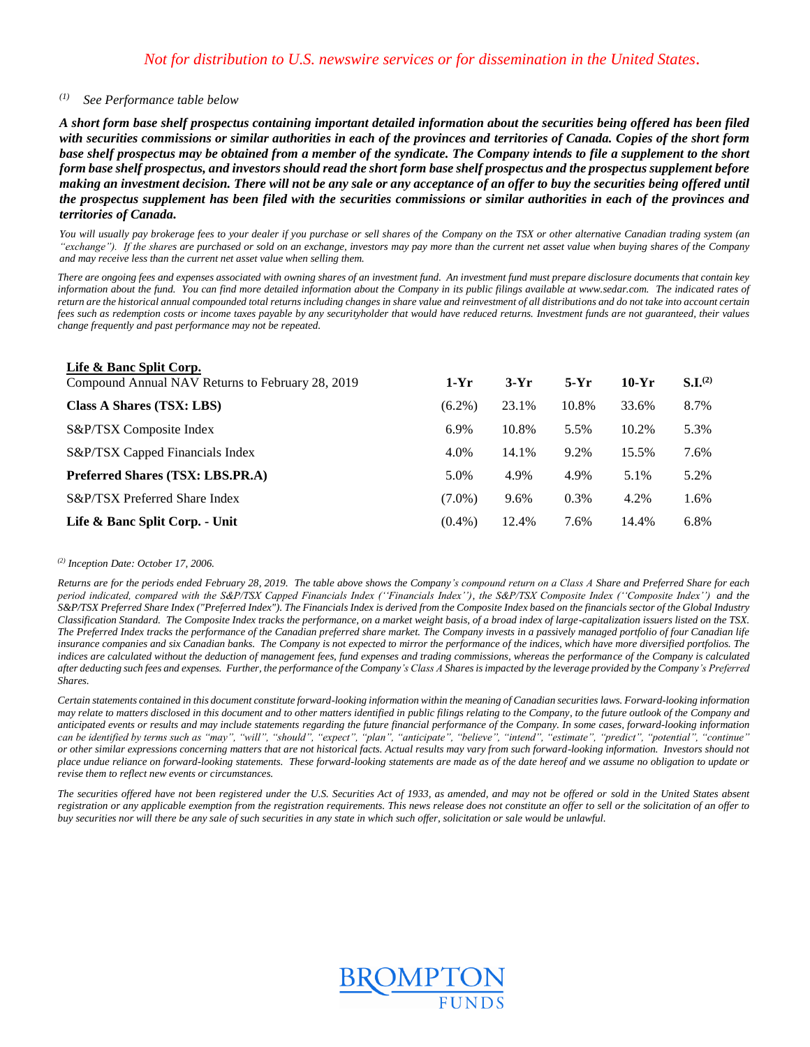*Not for distribution to U.S. newswire services or for dissemination in the United States.*

*[1] See Performance table below*

***A short form base shelf prospectus containing important detailed information about the securities being offered has been filed with securities commissions or similar authorities in each of the provinces and territories of Canada. Copies of the short form base shelf prospectus may be obtained from a member of the syndicate. The Company intends to file a supplement to the short form base shelf prospectus, and investors should read the short form base shelf prospectus and the prospectus supplement before making an investment decision. There will not be any sale or any acceptance of an offer to buy the securities being offered until the prospectus supplement has been filed with the securities commissions or similar authorities in each of the provinces and territories of Canada.***

*You will usually pay brokerage fees to your dealer if you purchase or sell shares of the Company on the TSX or other alternative Canadian trading system (an "exchange"). If the shares are purchased or sold on an exchange, investors may pay more than the current net asset value when buying shares of the Company and may receive less than the current net asset value when selling them.*

*There are ongoing fees and expenses associated with owning shares of an investment fund. An investment fund must prepare disclosure documents that contain key information about the fund. You can find more detailed information about the Company in its public filings available at www.sedar.com. The indicated rates of return are the historical annual compounded total returns including changes in share value and reinvestment of all distributions and do not take into account certain fees such as redemption costs or income taxes payable by any securityholder that would have reduced returns. Investment funds are not guaranteed, their values change frequently and past performance may not be repeated.*

| **Life & Banc Split Corp.** Compound Annual NAV Returns to February 28, 2019 | **1-Yr** | **3-Yr** | **5-Yr** | **10-Yr** | **S.I.[2]** |
|---|---|---|---|---|---|
| **Class A Shares (TSX: LBS)** | (6.2%) | 23.1% | 10.8% | 33.6% | 8.7% |
| S&P/TSX Composite Index | 6.9% | 10.8% | 5.5% | 10.2% | 5.3% |
| S&P/TSX Capped Financials Index | 4.0% | 14.1% | 9.2% | 15.5% | 7.6% |
| **Preferred Shares (TSX: LBS.PR.A)** | 5.0% | 4.9% | 4.9% | 5.1% | 5.2% |
| S&P/TSX Preferred Share Index | (7.0%) | 9.6% | 0.3% | 4.2% | 1.6% |
| **Life & Banc Split Corp. - Unit** | (0.4%) | 12.4% | 7.6% | 14.4% | 6.8% |

*[2] Inception Date: October 17, 2006.*

*Returns are for the periods ended February 28, 2019. The table above shows the Company's compound return on a Class A Share and Preferred Share for each period indicated, compared with the S&P/TSX Capped Financials Index ("Financials Index"), the S&P/TSX Composite Index ("Composite Index") and the S&P/TSX Preferred Share Index ("Preferred Index"). The Financials Index is derived from the Composite Index based on the financials sector of the Global Industry Classification Standard. The Composite Index tracks the performance, on a market weight basis, of a broad index of large-capitalization issuers listed on the TSX. The Preferred Index tracks the performance of the Canadian preferred share market. The Company invests in a passively managed portfolio of four Canadian life insurance companies and six Canadian banks. The Company is not expected to mirror the performance of the indices, which have more diversified portfolios. The indices are calculated without the deduction of management fees, fund expenses and trading commissions, whereas the performance of the Company is calculated after deducting such fees and expenses. Further, the performance of the Company's Class A Shares is impacted by the leverage provided by the Company's Preferred Shares.*

*Certain statements contained in this document constitute forward-looking information within the meaning of Canadian securities laws. Forward-looking information may relate to matters disclosed in this document and to other matters identified in public filings relating to the Company, to the future outlook of the Company and anticipated events or results and may include statements regarding the future financial performance of the Company. In some cases, forward-looking information can be identified by terms such as "may", "will", "should", "expect", "plan", "anticipate", "believe", "intend", "estimate", "predict", "potential", "continue" or other similar expressions concerning matters that are not historical facts. Actual results may vary from such forward-looking information. Investors should not place undue reliance on forward-looking statements. These forward-looking statements are made as of the date hereof and we assume no obligation to update or revise them to reflect new events or circumstances.*

*The securities offered have not been registered under the U.S. Securities Act of 1933, as amended, and may not be offered or sold in the United States absent registration or any applicable exemption from the registration requirements. This news release does not constitute an offer to sell or the solicitation of an offer to buy securities nor will there be any sale of such securities in any state in which such offer, solicitation or sale would be unlawful.*

BROMPTON FUNDS